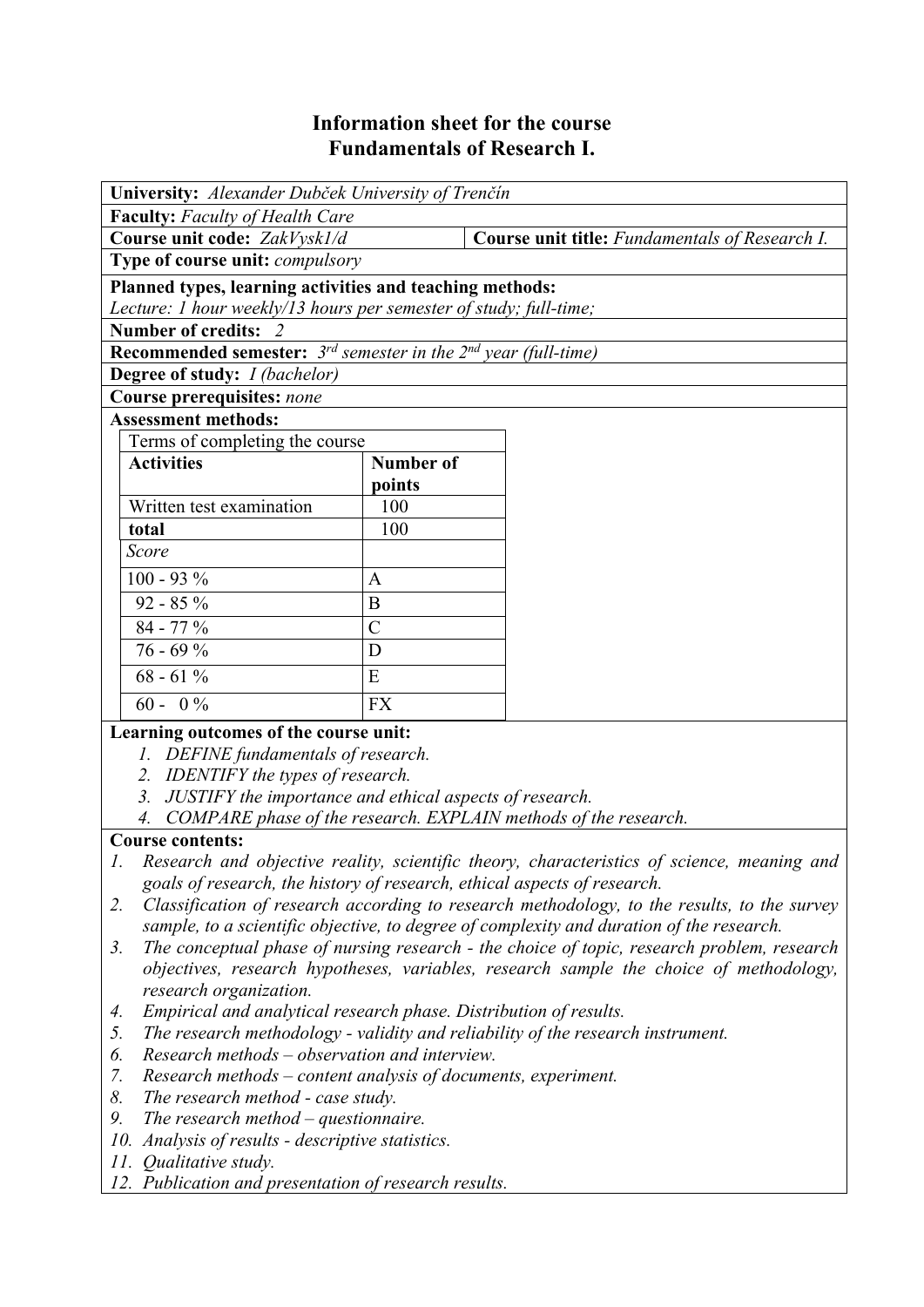# Information sheet for the course
# Fundamentals of Research I.

**University:** *Alexander Dubček University of Trenčín*

**Faculty:** *Faculty of Health Care*

**Course unit code:** *ZakVysk1/d*

**Course unit title:** *Fundamentals of Research I.*

**Type of course unit:** *compulsory*

**Planned types, learning activities and teaching methods:**
*Lecture: 1 hour weekly/13 hours per semester of study; full-time;*

**Number of credits:** *2*

**Recommended semester:** *3rd semester in the 2nd year (full-time)*

**Degree of study:** *I (bachelor)*

**Course prerequisites:** *none*

**Assessment methods:**

| Terms of completing the course | |
|---|---|
| **Activities** | **Number of points** |
| Written test examination | 100 |
| **total** | 100 |
| *Score* | |
| 100 - 93 % | A |
| 92 - 85 % | B |
| 84 - 77 % | C |
| 76 - 69 % | D |
| 68 - 61 % | E |
| 60 - 0 % | FX |

**Learning outcomes of the course unit:**

1. *DEFINE fundamentals of research.*
2. *IDENTIFY the types of research.*
3. *JUSTIFY the importance and ethical aspects of research.*
4. *COMPARE phase of the research. EXPLAIN methods of the research.*

**Course contents:**

1. *Research and objective reality, scientific theory, characteristics of science, meaning and goals of research, the history of research, ethical aspects of research.*
2. *Classification of research according to research methodology, to the results, to the survey sample, to a scientific objective, to degree of complexity and duration of the research.*
3. *The conceptual phase of nursing research - the choice of topic, research problem, research objectives, research hypotheses, variables, research sample the choice of methodology, research organization.*
4. *Empirical and analytical research phase. Distribution of results.*
5. *The research methodology - validity and reliability of the research instrument.*
6. *Research methods – observation and interview.*
7. *Research methods – content analysis of documents, experiment.*
8. *The research method - case study.*
9. *The research method – questionnaire.*
10. *Analysis of results - descriptive statistics.*
11. *Qualitative study.*
12. *Publication and presentation of research results.*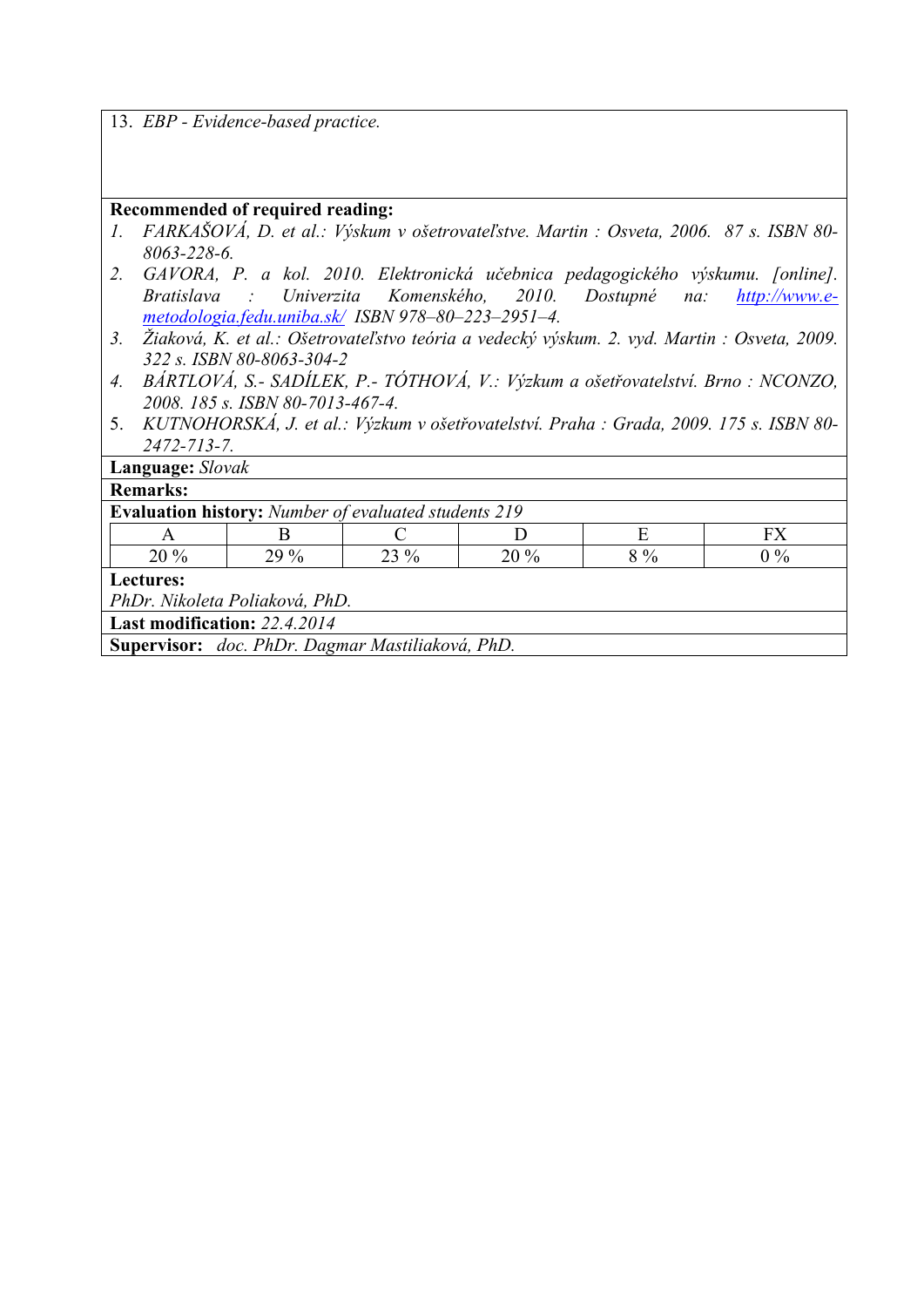13. *EBP - Evidence-based practice.*

**Recommended of required reading:**

1. *FARKAŠOVÁ, D. et al.: Výskum v ošetrovateľstve. Martin : Osveta, 2006. 87 s. ISBN 80-8063-228-6.*
2. *GAVORA, P. a kol. 2010. Elektronická učebnica pedagogického výskumu. [online]. Bratislava : Univerzita Komenského, 2010. Dostupné na: [http://www.e-metodologia.fedu.uniba.sk/](http://www.e-metodologia.fedu.uniba.sk/) ISBN 978–80–223–2951–4.*
3. *Žiaková, K. et al.: Ošetrovateľstvo teória a vedecký výskum. 2. vyd. Martin : Osveta, 2009. 322 s. ISBN 80-8063-304-2*
4. *BÁRTLOVÁ, S.- SADÍLEK, P.- TÓTHOVÁ, V.: Výzkum a ošetřovatelství. Brno : NCONZO, 2008. 185 s. ISBN 80-7013-467-4.*
5. *KUTNOHORSKÁ, J. et al.: Výzkum v ošetřovatelství. Praha : Grada, 2009. 175 s. ISBN 80-2472-713-7.*

**Language:** *Slovak*

**Remarks:**

**Evaluation history:** *Number of evaluated students 219*

| A | B | C | D | E | FX |
|---|---|---|---|---|---|
| 20 % | 29 % | 23 % | 20 % | 8 % | 0 % |

**Lectures:**
*PhDr. Nikoleta Poliaková, PhD.*

**Last modification:** *22.4.2014*

**Supervisor:** *doc. PhDr. Dagmar Mastiliaková, PhD.*